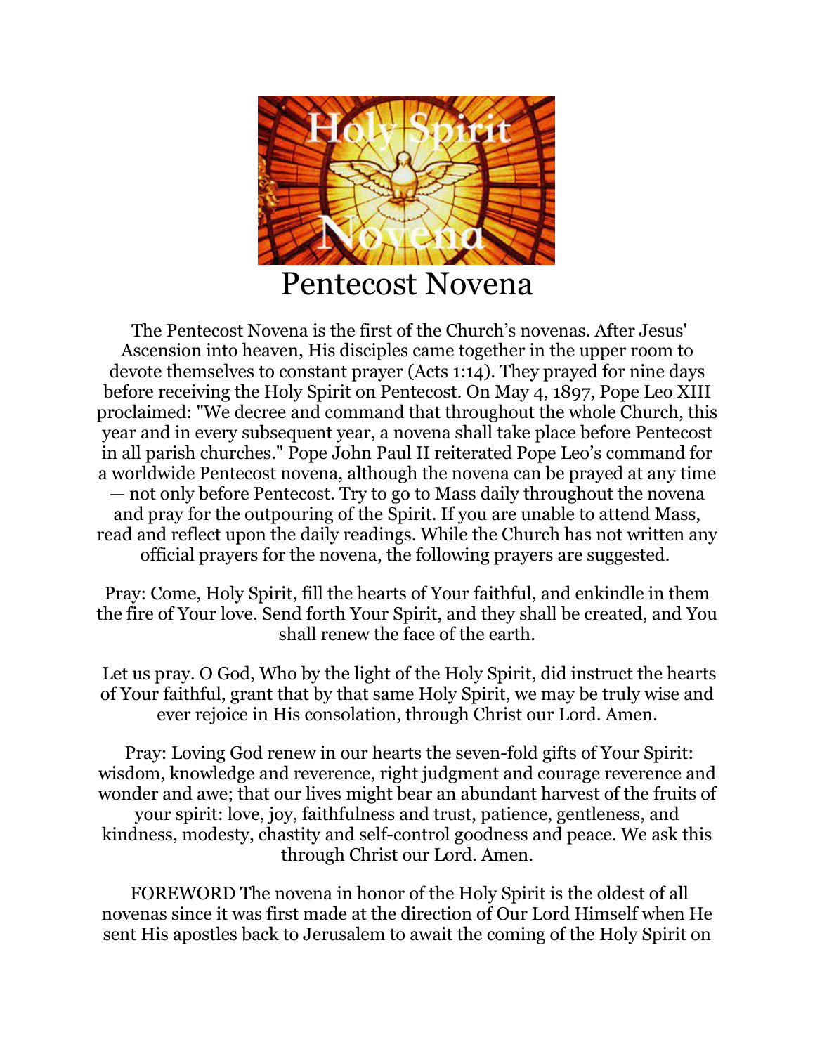# Pentecost Novena

The Pentecost Novena is the first of the Church's novenas. After Jesus' Ascension into heaven, His disciples came together in the upper room to devote themselves to constant prayer (Acts 1:14). They prayed for nine days before receiving the Holy Spirit on Pentecost. On May 4, 1897, Pope Leo XIII proclaimed: "We decree and command that throughout the whole Church, this year and in every subsequent year, a novena shall take place before Pentecost in all parish churches." Pope John Paul II reiterated Pope Leo's command for a worldwide Pentecost novena, although the novena can be prayed at any time — not only before Pentecost. Try to go to Mass daily throughout the novena and pray for the outpouring of the Spirit. If you are unable to attend Mass, read and reflect upon the daily readings. While the Church has not written any official prayers for the novena, the following prayers are suggested.

Pray: Come, Holy Spirit, fill the hearts of Your faithful, and enkindle in them the fire of Your love. Send forth Your Spirit, and they shall be created, and You shall renew the face of the earth.

Let us pray. O God, Who by the light of the Holy Spirit, did instruct the hearts of Your faithful, grant that by that same Holy Spirit, we may be truly wise and ever rejoice in His consolation, through Christ our Lord. Amen.

Pray: Loving God renew in our hearts the seven-fold gifts of Your Spirit: wisdom, knowledge and reverence, right judgment and courage reverence and wonder and awe; that our lives might bear an abundant harvest of the fruits of your spirit: love, joy, faithfulness and trust, patience, gentleness, and kindness, modesty, chastity and self-control goodness and peace. We ask this through Christ our Lord. Amen.

FOREWORD The novena in honor of the Holy Spirit is the oldest of all novenas since it was first made at the direction of Our Lord Himself when He sent His apostles back to Jerusalem to await the coming of the Holy Spirit on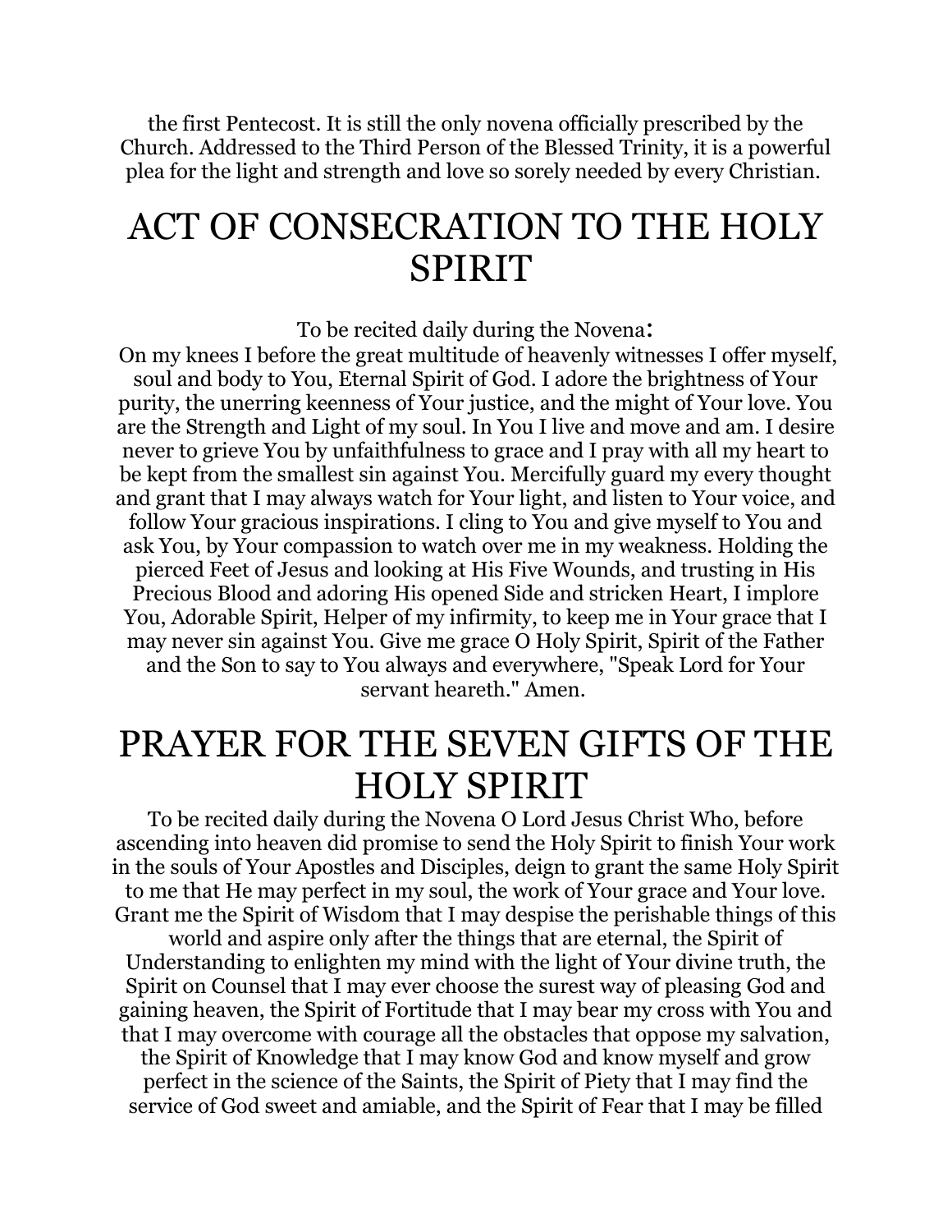the first Pentecost. It is still the only novena officially prescribed by the Church. Addressed to the Third Person of the Blessed Trinity, it is a powerful plea for the light and strength and love so sorely needed by every Christian.

# ACT OF CONSECRATION TO THE HOLY SPIRIT

To be recited daily during the Novena:

On my knees I before the great multitude of heavenly witnesses I offer myself, soul and body to You, Eternal Spirit of God. I adore the brightness of Your purity, the unerring keenness of Your justice, and the might of Your love. You are the Strength and Light of my soul. In You I live and move and am. I desire never to grieve You by unfaithfulness to grace and I pray with all my heart to be kept from the smallest sin against You. Mercifully guard my every thought and grant that I may always watch for Your light, and listen to Your voice, and follow Your gracious inspirations. I cling to You and give myself to You and ask You, by Your compassion to watch over me in my weakness. Holding the pierced Feet of Jesus and looking at His Five Wounds, and trusting in His Precious Blood and adoring His opened Side and stricken Heart, I implore You, Adorable Spirit, Helper of my infirmity, to keep me in Your grace that I may never sin against You. Give me grace O Holy Spirit, Spirit of the Father and the Son to say to You always and everywhere, "Speak Lord for Your servant heareth." Amen.

# PRAYER FOR THE SEVEN GIFTS OF THE HOLY SPIRIT

To be recited daily during the Novena O Lord Jesus Christ Who, before ascending into heaven did promise to send the Holy Spirit to finish Your work in the souls of Your Apostles and Disciples, deign to grant the same Holy Spirit to me that He may perfect in my soul, the work of Your grace and Your love. Grant me the Spirit of Wisdom that I may despise the perishable things of this world and aspire only after the things that are eternal, the Spirit of Understanding to enlighten my mind with the light of Your divine truth, the Spirit on Counsel that I may ever choose the surest way of pleasing God and gaining heaven, the Spirit of Fortitude that I may bear my cross with You and that I may overcome with courage all the obstacles that oppose my salvation, the Spirit of Knowledge that I may know God and know myself and grow perfect in the science of the Saints, the Spirit of Piety that I may find the service of God sweet and amiable, and the Spirit of Fear that I may be filled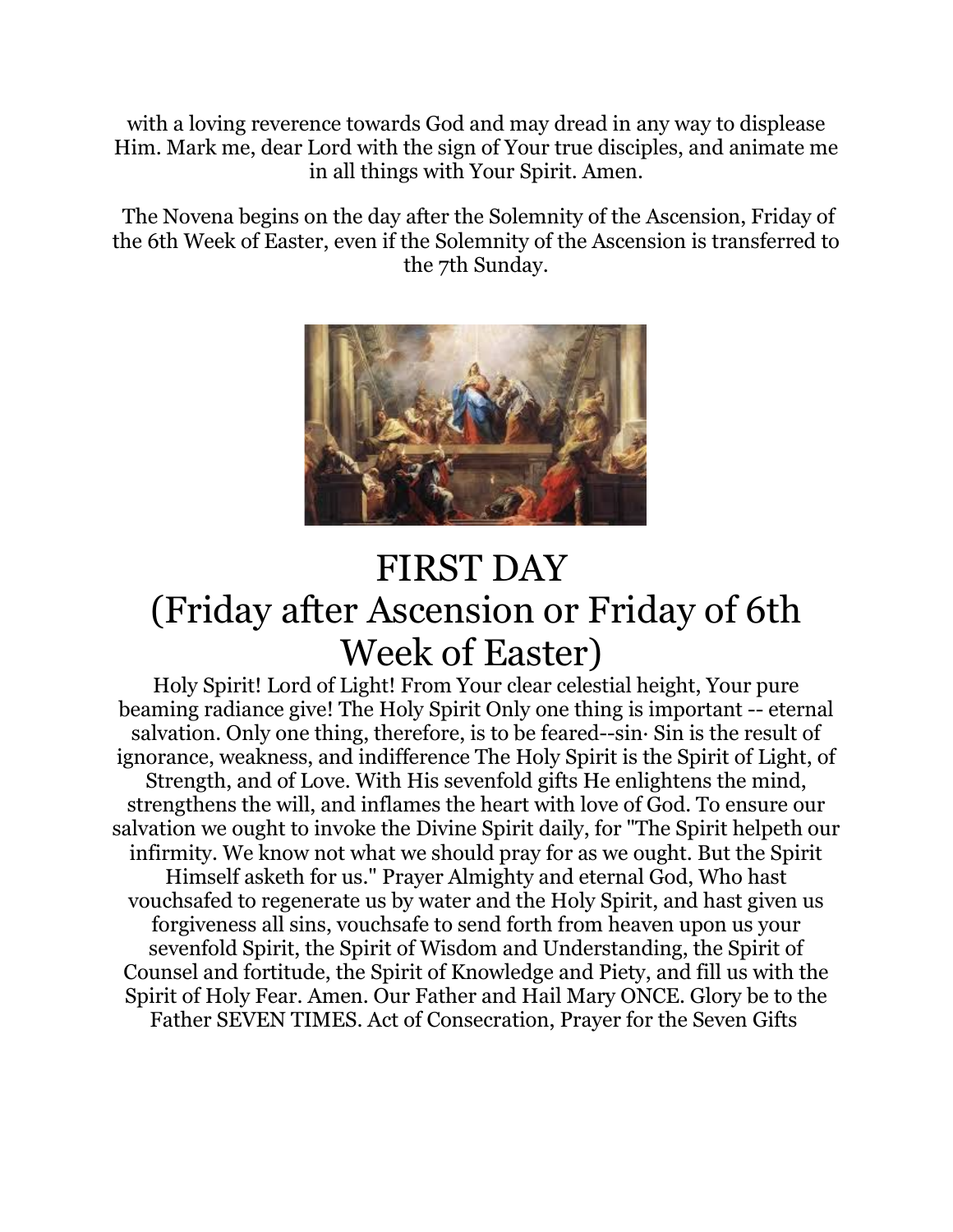with a loving reverence towards God and may dread in any way to displease Him. Mark me, dear Lord with the sign of Your true disciples, and animate me in all things with Your Spirit. Amen.

The Novena begins on the day after the Solemnity of the Ascension, Friday of the 6th Week of Easter, even if the Solemnity of the Ascension is transferred to the 7th Sunday.

# FIRST DAY
# (Friday after Ascension or Friday of 6th Week of Easter)

Holy Spirit! Lord of Light! From Your clear celestial height, Your pure beaming radiance give! The Holy Spirit Only one thing is important -- eternal salvation. Only one thing, therefore, is to be feared--sin· Sin is the result of ignorance, weakness, and indifference The Holy Spirit is the Spirit of Light, of Strength, and of Love. With His sevenfold gifts He enlightens the mind, strengthens the will, and inflames the heart with love of God. To ensure our salvation we ought to invoke the Divine Spirit daily, for "The Spirit helpeth our infirmity. We know not what we should pray for as we ought. But the Spirit Himself asketh for us." Prayer Almighty and eternal God, Who hast vouchsafed to regenerate us by water and the Holy Spirit, and hast given us forgiveness all sins, vouchsafe to send forth from heaven upon us your sevenfold Spirit, the Spirit of Wisdom and Understanding, the Spirit of Counsel and fortitude, the Spirit of Knowledge and Piety, and fill us with the Spirit of Holy Fear. Amen. Our Father and Hail Mary ONCE. Glory be to the Father SEVEN TIMES. Act of Consecration, Prayer for the Seven Gifts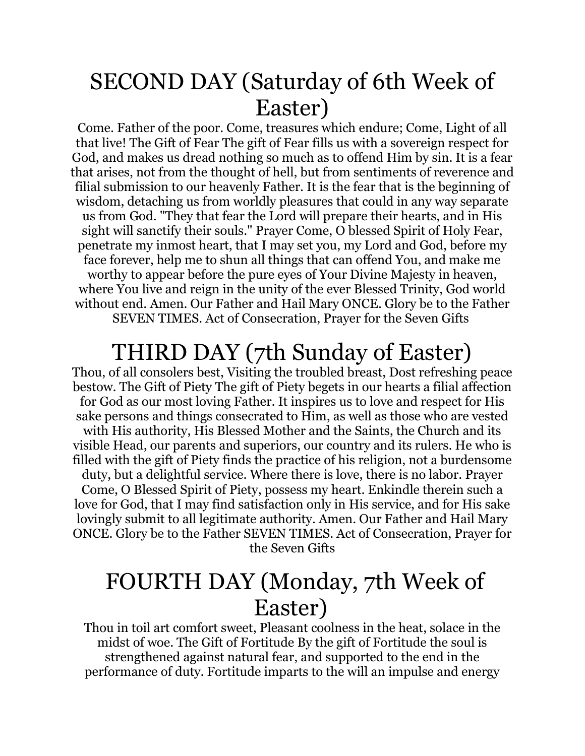# SECOND DAY (Saturday of 6th Week of Easter)

Come. Father of the poor. Come, treasures which endure; Come, Light of all that live! The Gift of Fear The gift of Fear fills us with a sovereign respect for God, and makes us dread nothing so much as to offend Him by sin. It is a fear that arises, not from the thought of hell, but from sentiments of reverence and filial submission to our heavenly Father. It is the fear that is the beginning of wisdom, detaching us from worldly pleasures that could in any way separate us from God. "They that fear the Lord will prepare their hearts, and in His sight will sanctify their souls." Prayer Come, O blessed Spirit of Holy Fear, penetrate my inmost heart, that I may set you, my Lord and God, before my face forever, help me to shun all things that can offend You, and make me worthy to appear before the pure eyes of Your Divine Majesty in heaven, where You live and reign in the unity of the ever Blessed Trinity, God world without end. Amen. Our Father and Hail Mary ONCE. Glory be to the Father SEVEN TIMES. Act of Consecration, Prayer for the Seven Gifts

# THIRD DAY (7th Sunday of Easter)

Thou, of all consolers best, Visiting the troubled breast, Dost refreshing peace bestow. The Gift of Piety The gift of Piety begets in our hearts a filial affection for God as our most loving Father. It inspires us to love and respect for His sake persons and things consecrated to Him, as well as those who are vested with His authority, His Blessed Mother and the Saints, the Church and its visible Head, our parents and superiors, our country and its rulers. He who is filled with the gift of Piety finds the practice of his religion, not a burdensome duty, but a delightful service. Where there is love, there is no labor. Prayer Come, O Blessed Spirit of Piety, possess my heart. Enkindle therein such a love for God, that I may find satisfaction only in His service, and for His sake lovingly submit to all legitimate authority. Amen. Our Father and Hail Mary ONCE. Glory be to the Father SEVEN TIMES. Act of Consecration, Prayer for the Seven Gifts

# FOURTH DAY (Monday, 7th Week of Easter)

Thou in toil art comfort sweet, Pleasant coolness in the heat, solace in the midst of woe. The Gift of Fortitude By the gift of Fortitude the soul is strengthened against natural fear, and supported to the end in the performance of duty. Fortitude imparts to the will an impulse and energy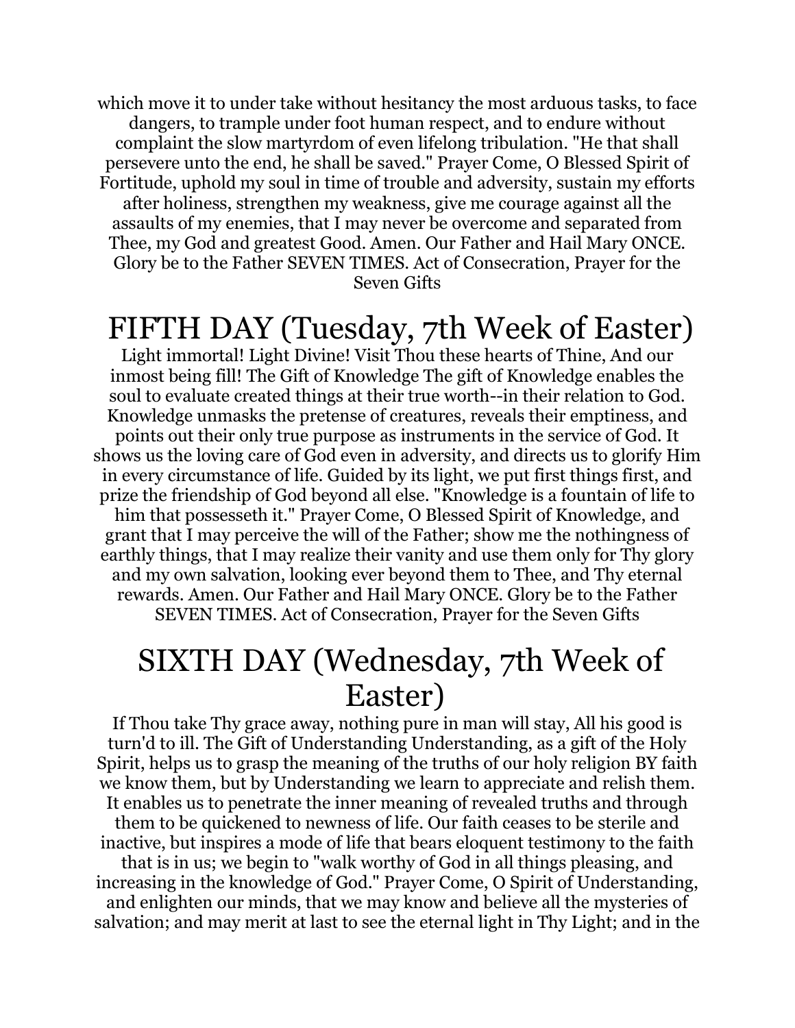which move it to under take without hesitancy the most arduous tasks, to face dangers, to trample under foot human respect, and to endure without complaint the slow martyrdom of even lifelong tribulation. "He that shall persevere unto the end, he shall be saved." Prayer Come, O Blessed Spirit of Fortitude, uphold my soul in time of trouble and adversity, sustain my efforts after holiness, strengthen my weakness, give me courage against all the assaults of my enemies, that I may never be overcome and separated from Thee, my God and greatest Good. Amen. Our Father and Hail Mary ONCE. Glory be to the Father SEVEN TIMES. Act of Consecration, Prayer for the Seven Gifts

# FIFTH DAY (Tuesday, 7th Week of Easter)

Light immortal! Light Divine! Visit Thou these hearts of Thine, And our inmost being fill! The Gift of Knowledge The gift of Knowledge enables the soul to evaluate created things at their true worth--in their relation to God. Knowledge unmasks the pretense of creatures, reveals their emptiness, and points out their only true purpose as instruments in the service of God. It shows us the loving care of God even in adversity, and directs us to glorify Him in every circumstance of life. Guided by its light, we put first things first, and prize the friendship of God beyond all else. "Knowledge is a fountain of life to him that possesseth it." Prayer Come, O Blessed Spirit of Knowledge, and grant that I may perceive the will of the Father; show me the nothingness of earthly things, that I may realize their vanity and use them only for Thy glory and my own salvation, looking ever beyond them to Thee, and Thy eternal rewards. Amen. Our Father and Hail Mary ONCE. Glory be to the Father SEVEN TIMES. Act of Consecration, Prayer for the Seven Gifts

# SIXTH DAY (Wednesday, 7th Week of Easter)

If Thou take Thy grace away, nothing pure in man will stay, All his good is turn'd to ill. The Gift of Understanding Understanding, as a gift of the Holy Spirit, helps us to grasp the meaning of the truths of our holy religion BY faith we know them, but by Understanding we learn to appreciate and relish them. It enables us to penetrate the inner meaning of revealed truths and through them to be quickened to newness of life. Our faith ceases to be sterile and inactive, but inspires a mode of life that bears eloquent testimony to the faith that is in us; we begin to "walk worthy of God in all things pleasing, and increasing in the knowledge of God." Prayer Come, O Spirit of Understanding, and enlighten our minds, that we may know and believe all the mysteries of salvation; and may merit at last to see the eternal light in Thy Light; and in the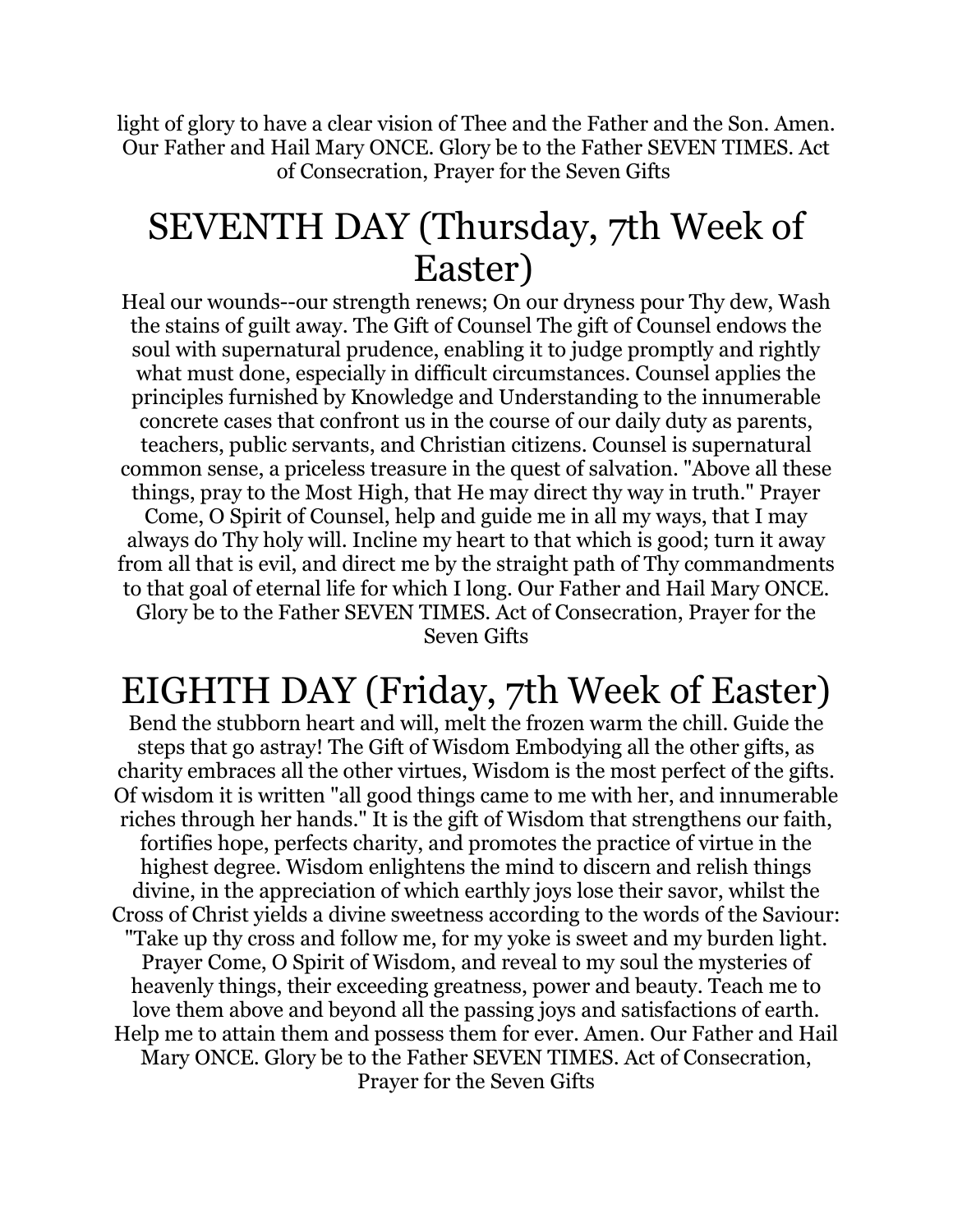light of glory to have a clear vision of Thee and the Father and the Son. Amen. Our Father and Hail Mary ONCE. Glory be to the Father SEVEN TIMES. Act of Consecration, Prayer for the Seven Gifts

# SEVENTH DAY (Thursday, 7th Week of Easter)

Heal our wounds--our strength renews; On our dryness pour Thy dew, Wash the stains of guilt away. The Gift of Counsel The gift of Counsel endows the soul with supernatural prudence, enabling it to judge promptly and rightly what must done, especially in difficult circumstances. Counsel applies the principles furnished by Knowledge and Understanding to the innumerable concrete cases that confront us in the course of our daily duty as parents, teachers, public servants, and Christian citizens. Counsel is supernatural common sense, a priceless treasure in the quest of salvation. "Above all these things, pray to the Most High, that He may direct thy way in truth." Prayer Come, O Spirit of Counsel, help and guide me in all my ways, that I may always do Thy holy will. Incline my heart to that which is good; turn it away from all that is evil, and direct me by the straight path of Thy commandments to that goal of eternal life for which I long. Our Father and Hail Mary ONCE. Glory be to the Father SEVEN TIMES. Act of Consecration, Prayer for the Seven Gifts

# EIGHTH DAY (Friday, 7th Week of Easter)

Bend the stubborn heart and will, melt the frozen warm the chill. Guide the steps that go astray! The Gift of Wisdom Embodying all the other gifts, as charity embraces all the other virtues, Wisdom is the most perfect of the gifts. Of wisdom it is written "all good things came to me with her, and innumerable riches through her hands." It is the gift of Wisdom that strengthens our faith, fortifies hope, perfects charity, and promotes the practice of virtue in the highest degree. Wisdom enlightens the mind to discern and relish things divine, in the appreciation of which earthly joys lose their savor, whilst the Cross of Christ yields a divine sweetness according to the words of the Saviour: "Take up thy cross and follow me, for my yoke is sweet and my burden light. Prayer Come, O Spirit of Wisdom, and reveal to my soul the mysteries of heavenly things, their exceeding greatness, power and beauty. Teach me to love them above and beyond all the passing joys and satisfactions of earth. Help me to attain them and possess them for ever. Amen. Our Father and Hail Mary ONCE. Glory be to the Father SEVEN TIMES. Act of Consecration, Prayer for the Seven Gifts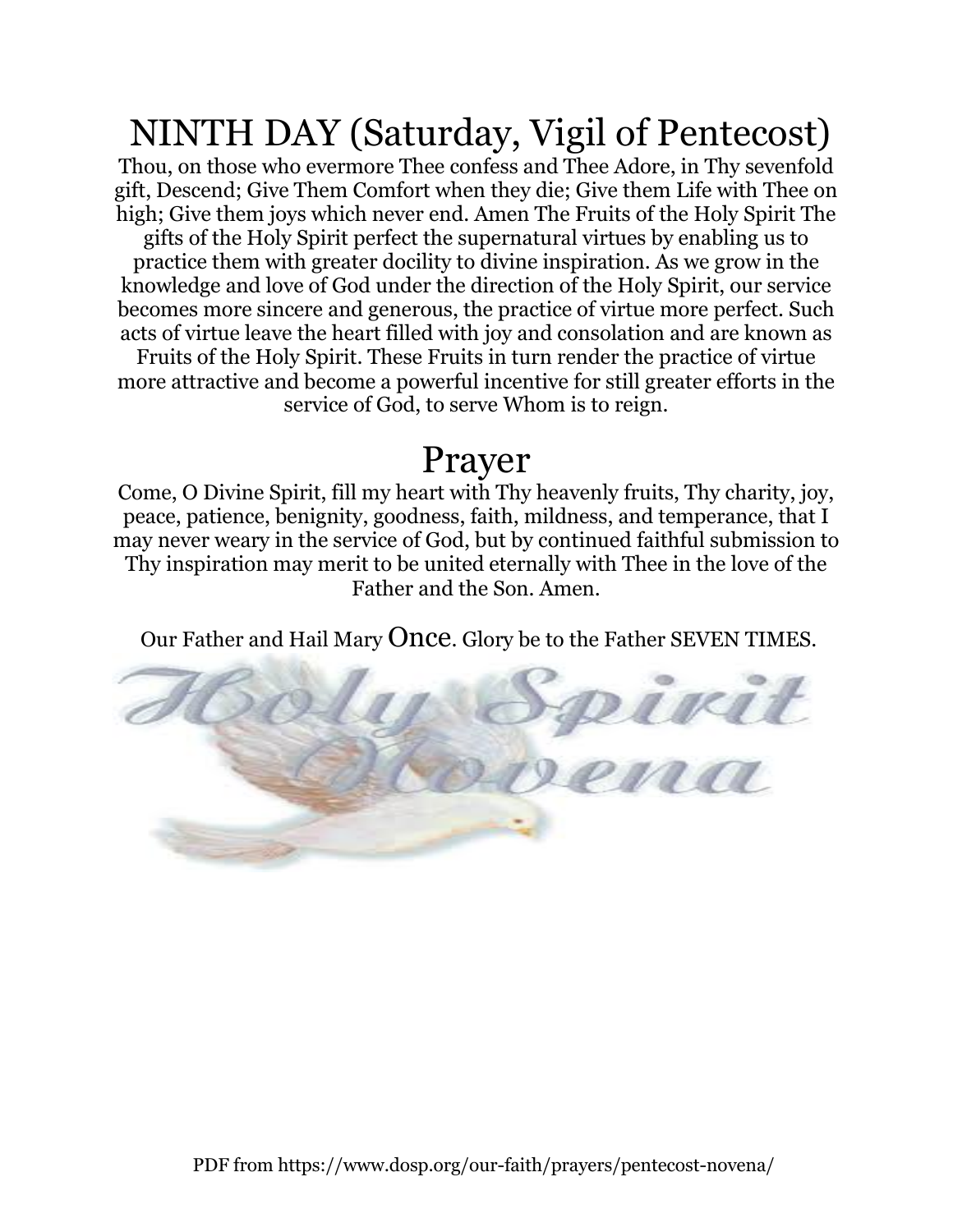# NINTH DAY (Saturday, Vigil of Pentecost)

Thou, on those who evermore Thee confess and Thee Adore, in Thy sevenfold gift, Descend; Give Them Comfort when they die; Give them Life with Thee on high; Give them joys which never end. Amen The Fruits of the Holy Spirit The gifts of the Holy Spirit perfect the supernatural virtues by enabling us to practice them with greater docility to divine inspiration. As we grow in the knowledge and love of God under the direction of the Holy Spirit, our service becomes more sincere and generous, the practice of virtue more perfect. Such acts of virtue leave the heart filled with joy and consolation and are known as Fruits of the Holy Spirit. These Fruits in turn render the practice of virtue more attractive and become a powerful incentive for still greater efforts in the service of God, to serve Whom is to reign.

# Prayer

Come, O Divine Spirit, fill my heart with Thy heavenly fruits, Thy charity, joy, peace, patience, benignity, goodness, faith, mildness, and temperance, that I may never weary in the service of God, but by continued faithful submission to Thy inspiration may merit to be united eternally with Thee in the love of the Father and the Son. Amen.

Our Father and Hail Mary Once. Glory be to the Father SEVEN TIMES.

Holy Spirit Novena

PDF from https://www.dosp.org/our-faith/prayers/pentecost-novena/